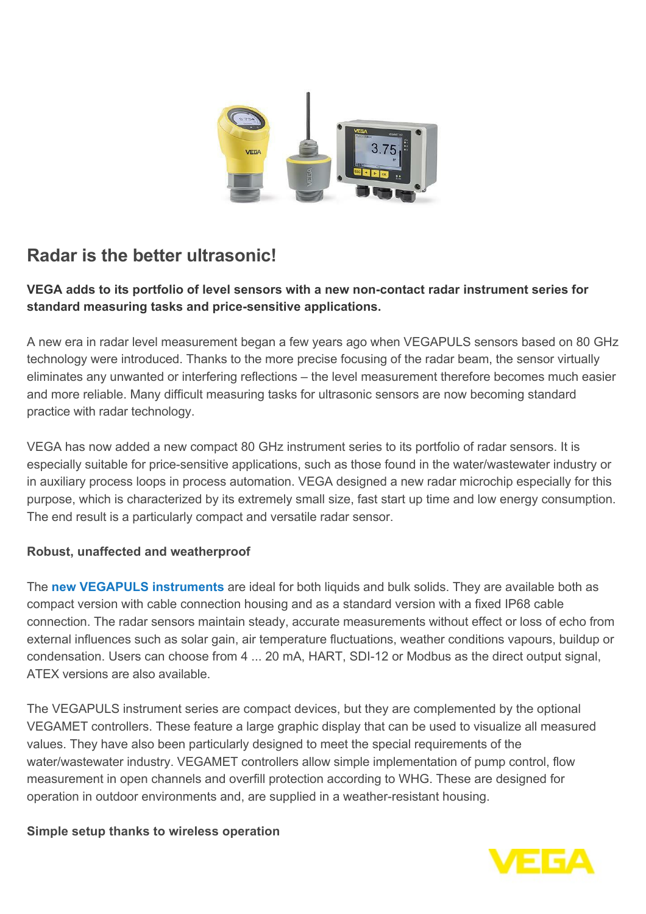## Radar is the better ultrasonic!

**VEGA adds to its portfolio of level sensors with a new non-contact radar instrument series for standard measuring tasks and price-sensitive applications.**

A new era in radar level measurement began a few years ago when VEGAPULS sensors based on 80 GHz technology were introduced. Thanks to the more precise focusing of the radar beam, the sensor virtually eliminates any unwanted or interfering reflections – the level measurement therefore becomes much easier and more reliable. Many difficult measuring tasks for ultrasonic sensors are now becoming standard practice with radar technology.

VEGA has now added a new compact 80 GHz instrument series to its portfolio of radar sensors. It is especially suitable for price-sensitive applications, such as those found in the water/wastewater industry or in auxiliary process loops in process automation. VEGA designed a new radar microchip especially for this purpose, which is characterized by its extremely small size, fast start up time and low energy consumption. The end result is a particularly compact and versatile radar sensor.

**Robust, unaffected and weatherproof**

The **new VEGAPULS instruments** are ideal for both liquids and bulk solids. They are available both as compact version with cable connection housing and as a standard version with a fixed IP68 cable connection. The radar sensors maintain steady, accurate measurements without effect or loss of echo from external influences such as solar gain, air temperature fluctuations, weather conditions vapours, buildup or condensation. Users can choose from 4 ... 20 mA, HART, SDI-12 or Modbus as the direct output signal, ATEX versions are also available.

The VEGAPULS instrument series are compact devices, but they are complemented by the optional VEGAMET controllers. These feature a large graphic display that can be used to visualize all measured values. They have also been particularly designed to meet the special requirements of the water/wastewater industry. VEGAMET controllers allow simple implementation of pump control, flow measurement in open channels and overfill protection according to WHG. These are designed for operation in outdoor environments and, are supplied in a weather-resistant housing.

**Simple setup thanks to wireless operation**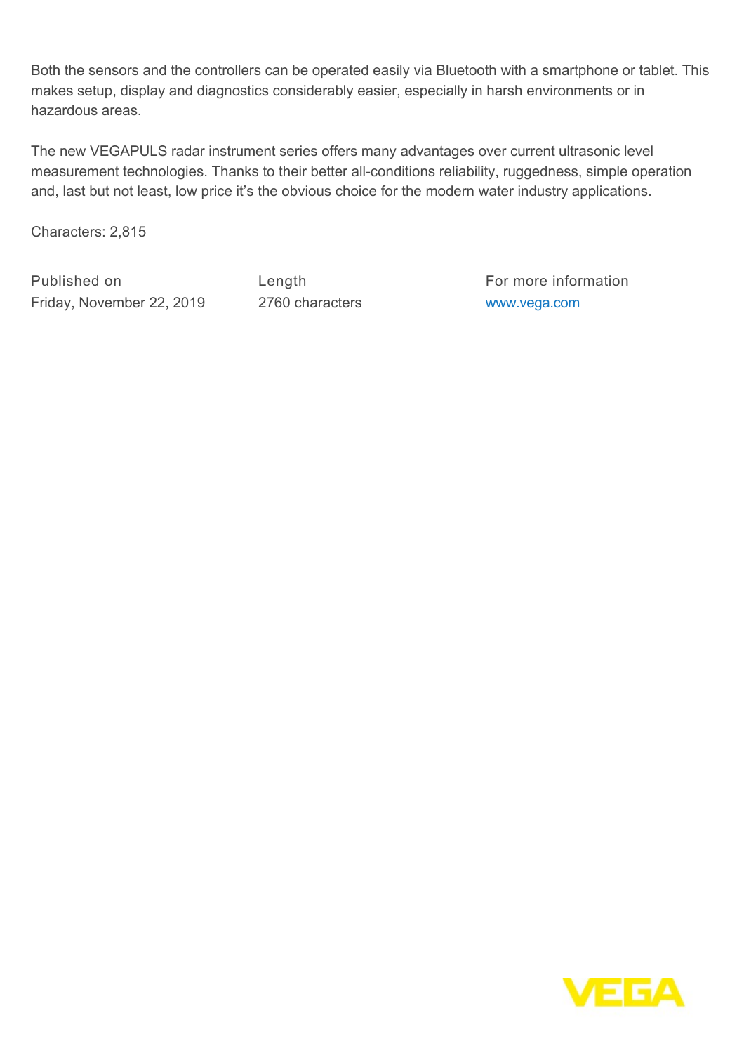Both the sensors and the controllers can be operated easily via Bluetooth with a smartphone or tablet. This makes setup, display and diagnostics considerably easier, especially in harsh environments or in hazardous areas.

The new VEGAPULS radar instrument series offers many advantages over current ultrasonic level measurement technologies. Thanks to their better all-conditions reliability, ruggedness, simple operation and, last but not least, low price it's the obvious choice for the modern water industry applications.

Characters: 2,815

| Published on | Length | For more information |
| --- | --- | --- |
| Friday, November 22, 2019 | 2760 characters | www.vega.com |